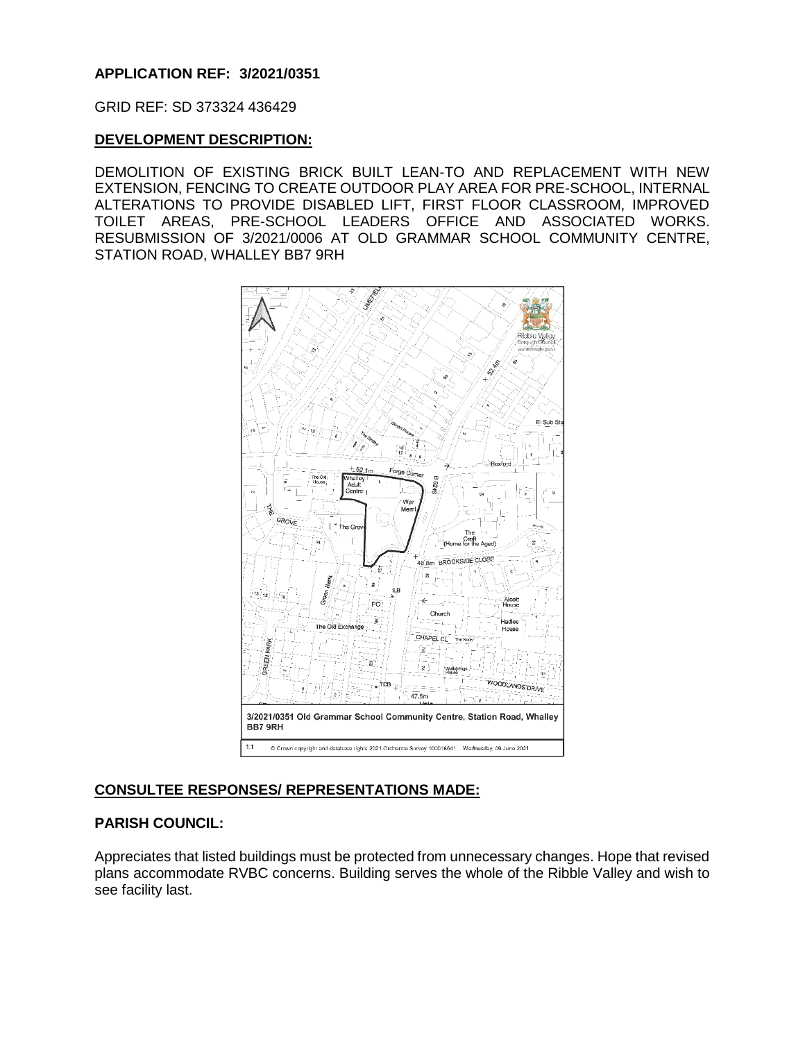**APPLICATION REF: 3/2021/0351**

GRID REF: SD 373324 436429

**DEVELOPMENT DESCRIPTION:**

DEMOLITION OF EXISTING BRICK BUILT LEAN-TO AND REPLACEMENT WITH NEW EXTENSION, FENCING TO CREATE OUTDOOR PLAY AREA FOR PRE-SCHOOL, INTERNAL ALTERATIONS TO PROVIDE DISABLED LIFT, FIRST FLOOR CLASSROOM, IMPROVED TOILET AREAS, PRE-SCHOOL LEADERS OFFICE AND ASSOCIATED WORKS. RESUBMISSION OF 3/2021/0006 AT OLD GRAMMAR SCHOOL COMMUNITY CENTRE, STATION ROAD, WHALLEY BB7 9RH

3/2021/0351 Old Grammar School Community Centre, Station Road, Whalley BB7 9RH

1:1 © Crown copyright and database rights 2021 Ordnance Survey 100018641 Wednesday, 09 June 2021

**CONSULTEE RESPONSES/ REPRESENTATIONS MADE:**

**PARISH COUNCIL:**

Appreciates that listed buildings must be protected from unnecessary changes. Hope that revised plans accommodate RVBC concerns. Building serves the whole of the Ribble Valley and wish to see facility last.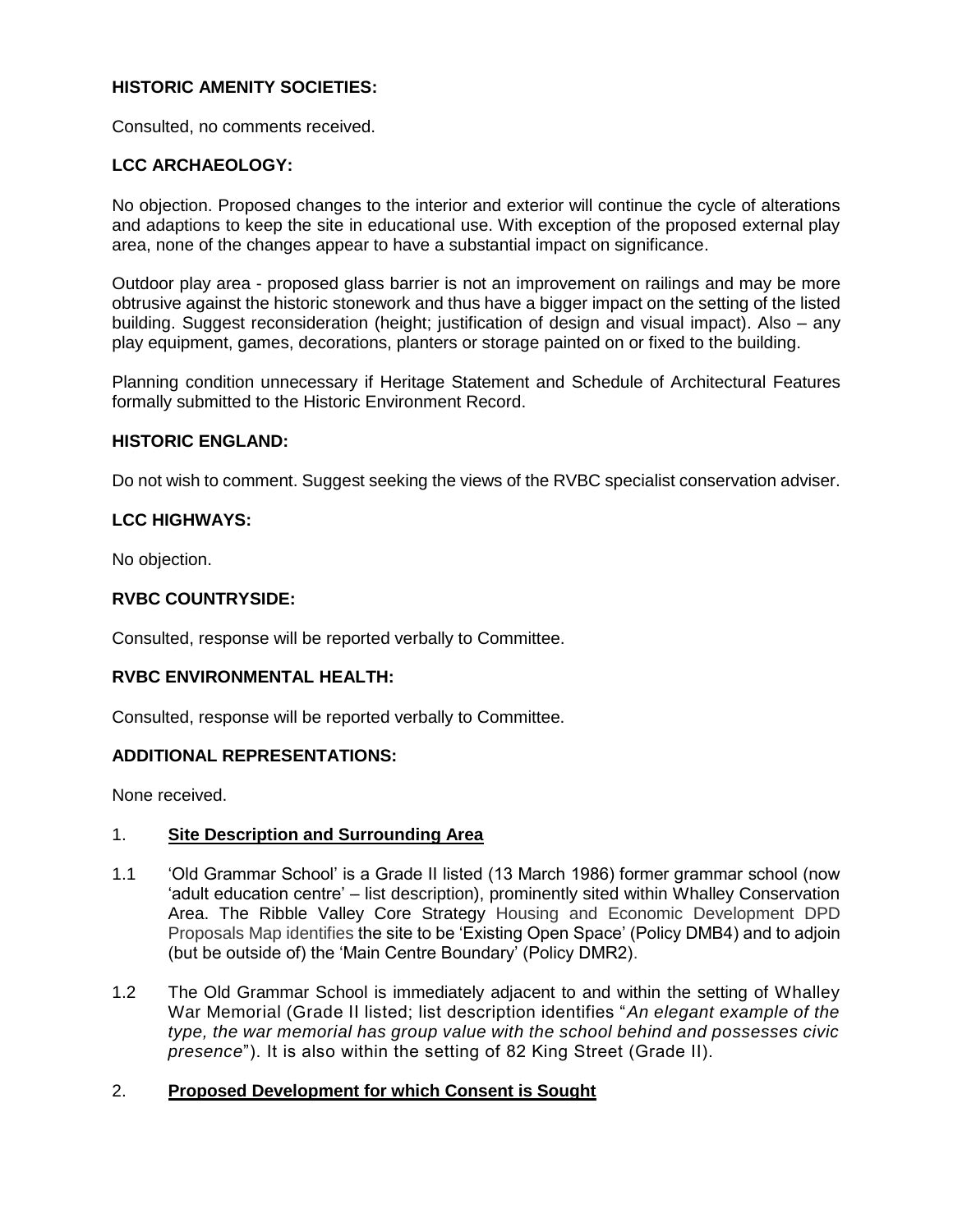**HISTORIC AMENITY SOCIETIES:**

Consulted, no comments received.

**LCC ARCHAEOLOGY:**

No objection. Proposed changes to the interior and exterior will continue the cycle of alterations and adaptions to keep the site in educational use. With exception of the proposed external play area, none of the changes appear to have a substantial impact on significance.

Outdoor play area - proposed glass barrier is not an improvement on railings and may be more obtrusive against the historic stonework and thus have a bigger impact on the setting of the listed building. Suggest reconsideration (height; justification of design and visual impact). Also – any play equipment, games, decorations, planters or storage painted on or fixed to the building.

Planning condition unnecessary if Heritage Statement and Schedule of Architectural Features formally submitted to the Historic Environment Record.

**HISTORIC ENGLAND:**

Do not wish to comment. Suggest seeking the views of the RVBC specialist conservation adviser.

**LCC HIGHWAYS:**

No objection.

**RVBC COUNTRYSIDE:**

Consulted, response will be reported verbally to Committee.

**RVBC ENVIRONMENTAL HEALTH:**

Consulted, response will be reported verbally to Committee.

**ADDITIONAL REPRESENTATIONS:**

None received.

1. **Site Description and Surrounding Area**

1.1 'Old Grammar School' is a Grade II listed (13 March 1986) former grammar school (now 'adult education centre' – list description), prominently sited within Whalley Conservation Area. The Ribble Valley Core Strategy Housing and Economic Development DPD Proposals Map identifies the site to be 'Existing Open Space' (Policy DMB4) and to adjoin (but be outside of) the 'Main Centre Boundary' (Policy DMR2).

1.2 The Old Grammar School is immediately adjacent to and within the setting of Whalley War Memorial (Grade II listed; list description identifies "*An elegant example of the type, the war memorial has group value with the school behind and possesses civic presence*"). It is also within the setting of 82 King Street (Grade II).

2. **Proposed Development for which Consent is Sought**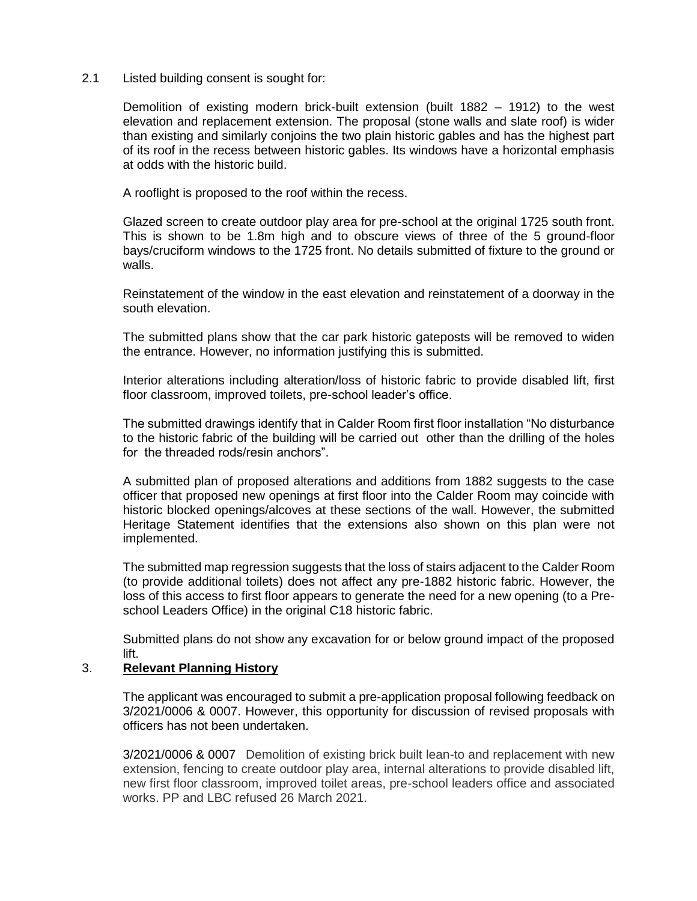2.1 Listed building consent is sought for:

Demolition of existing modern brick-built extension (built 1882 – 1912) to the west elevation and replacement extension. The proposal (stone walls and slate roof) is wider than existing and similarly conjoins the two plain historic gables and has the highest part of its roof in the recess between historic gables. Its windows have a horizontal emphasis at odds with the historic build.

A rooflight is proposed to the roof within the recess.

Glazed screen to create outdoor play area for pre-school at the original 1725 south front. This is shown to be 1.8m high and to obscure views of three of the 5 ground-floor bays/cruciform windows to the 1725 front. No details submitted of fixture to the ground or walls.

Reinstatement of the window in the east elevation and reinstatement of a doorway in the south elevation.

The submitted plans show that the car park historic gateposts will be removed to widen the entrance. However, no information justifying this is submitted.

Interior alterations including alteration/loss of historic fabric to provide disabled lift, first floor classroom, improved toilets, pre-school leader's office.

The submitted drawings identify that in Calder Room first floor installation "No disturbance to the historic fabric of the building will be carried out other than the drilling of the holes for the threaded rods/resin anchors".

A submitted plan of proposed alterations and additions from 1882 suggests to the case officer that proposed new openings at first floor into the Calder Room may coincide with historic blocked openings/alcoves at these sections of the wall. However, the submitted Heritage Statement identifies that the extensions also shown on this plan were not implemented.

The submitted map regression suggests that the loss of stairs adjacent to the Calder Room (to provide additional toilets) does not affect any pre-1882 historic fabric. However, the loss of this access to first floor appears to generate the need for a new opening (to a Pre-school Leaders Office) in the original C18 historic fabric.

Submitted plans do not show any excavation for or below ground impact of the proposed lift.

## 3. **Relevant Planning History**

The applicant was encouraged to submit a pre-application proposal following feedback on 3/2021/0006 & 0007. However, this opportunity for discussion of revised proposals with officers has not been undertaken.

3/2021/0006 & 0007 Demolition of existing brick built lean-to and replacement with new extension, fencing to create outdoor play area, internal alterations to provide disabled lift, new first floor classroom, improved toilet areas, pre-school leaders office and associated works. PP and LBC refused 26 March 2021.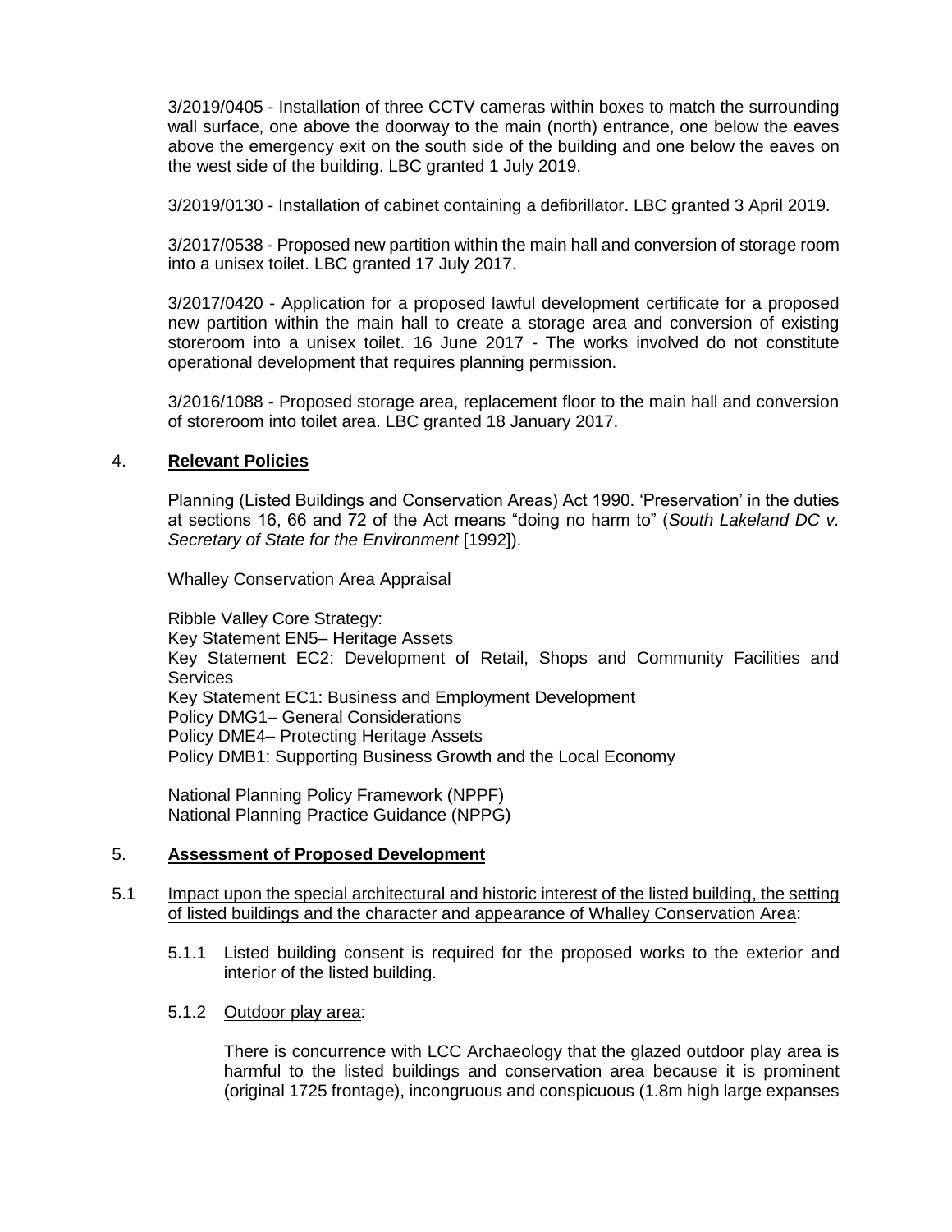3/2019/0405 - Installation of three CCTV cameras within boxes to match the surrounding wall surface, one above the doorway to the main (north) entrance, one below the eaves above the emergency exit on the south side of the building and one below the eaves on the west side of the building. LBC granted 1 July 2019.

3/2019/0130 - Installation of cabinet containing a defibrillator. LBC granted 3 April 2019.

3/2017/0538 - Proposed new partition within the main hall and conversion of storage room into a unisex toilet. LBC granted 17 July 2017.

3/2017/0420 - Application for a proposed lawful development certificate for a proposed new partition within the main hall to create a storage area and conversion of existing storeroom into a unisex toilet. 16 June 2017 - The works involved do not constitute operational development that requires planning permission.

3/2016/1088 - Proposed storage area, replacement floor to the main hall and conversion of storeroom into toilet area. LBC granted 18 January 2017.

## 4. **Relevant Policies**

Planning (Listed Buildings and Conservation Areas) Act 1990. 'Preservation' in the duties at sections 16, 66 and 72 of the Act means "doing no harm to" (*South Lakeland DC v. Secretary of State for the Environment* [1992]).

Whalley Conservation Area Appraisal

Ribble Valley Core Strategy:
Key Statement EN5– Heritage Assets
Key Statement EC2: Development of Retail, Shops and Community Facilities and Services
Key Statement EC1: Business and Employment Development
Policy DMG1– General Considerations
Policy DME4– Protecting Heritage Assets
Policy DMB1: Supporting Business Growth and the Local Economy

National Planning Policy Framework (NPPF)
National Planning Practice Guidance (NPPG)

## 5. **Assessment of Proposed Development**

5.1 Impact upon the special architectural and historic interest of the listed building, the setting of listed buildings and the character and appearance of Whalley Conservation Area:

5.1.1 Listed building consent is required for the proposed works to the exterior and interior of the listed building.

5.1.2 Outdoor play area:

There is concurrence with LCC Archaeology that the glazed outdoor play area is harmful to the listed buildings and conservation area because it is prominent (original 1725 frontage), incongruous and conspicuous (1.8m high large expanses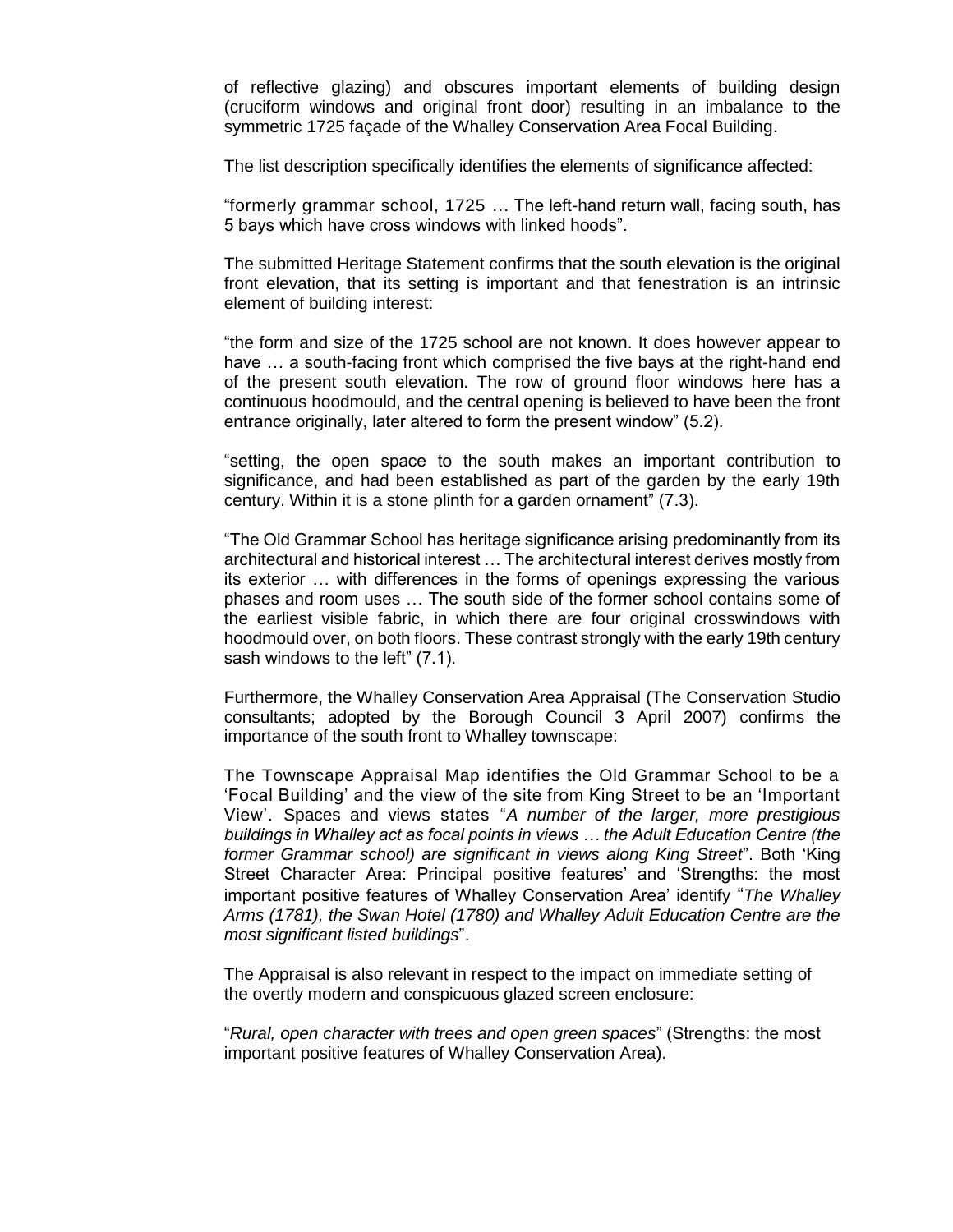of reflective glazing) and obscures important elements of building design (cruciform windows and original front door) resulting in an imbalance to the symmetric 1725 façade of the Whalley Conservation Area Focal Building.

The list description specifically identifies the elements of significance affected:

"formerly grammar school, 1725 … The left-hand return wall, facing south, has 5 bays which have cross windows with linked hoods".

The submitted Heritage Statement confirms that the south elevation is the original front elevation, that its setting is important and that fenestration is an intrinsic element of building interest:

"the form and size of the 1725 school are not known. It does however appear to have … a south-facing front which comprised the five bays at the right-hand end of the present south elevation. The row of ground floor windows here has a continuous hoodmould, and the central opening is believed to have been the front entrance originally, later altered to form the present window" (5.2).

"setting, the open space to the south makes an important contribution to significance, and had been established as part of the garden by the early 19th century. Within it is a stone plinth for a garden ornament" (7.3).

"The Old Grammar School has heritage significance arising predominantly from its architectural and historical interest … The architectural interest derives mostly from its exterior … with differences in the forms of openings expressing the various phases and room uses … The south side of the former school contains some of the earliest visible fabric, in which there are four original crosswindows with hoodmould over, on both floors. These contrast strongly with the early 19th century sash windows to the left" (7.1).

Furthermore, the Whalley Conservation Area Appraisal (The Conservation Studio consultants; adopted by the Borough Council 3 April 2007) confirms the importance of the south front to Whalley townscape:

The Townscape Appraisal Map identifies the Old Grammar School to be a 'Focal Building' and the view of the site from King Street to be an 'Important View'. Spaces and views states "*A number of the larger, more prestigious buildings in Whalley act as focal points in views … the Adult Education Centre (the former Grammar school) are significant in views along King Street*". Both 'King Street Character Area: Principal positive features' and 'Strengths: the most important positive features of Whalley Conservation Area' identify "*The Whalley Arms (1781), the Swan Hotel (1780) and Whalley Adult Education Centre are the most significant listed buildings*".

The Appraisal is also relevant in respect to the impact on immediate setting of the overtly modern and conspicuous glazed screen enclosure:

"*Rural, open character with trees and open green spaces*" (Strengths: the most important positive features of Whalley Conservation Area).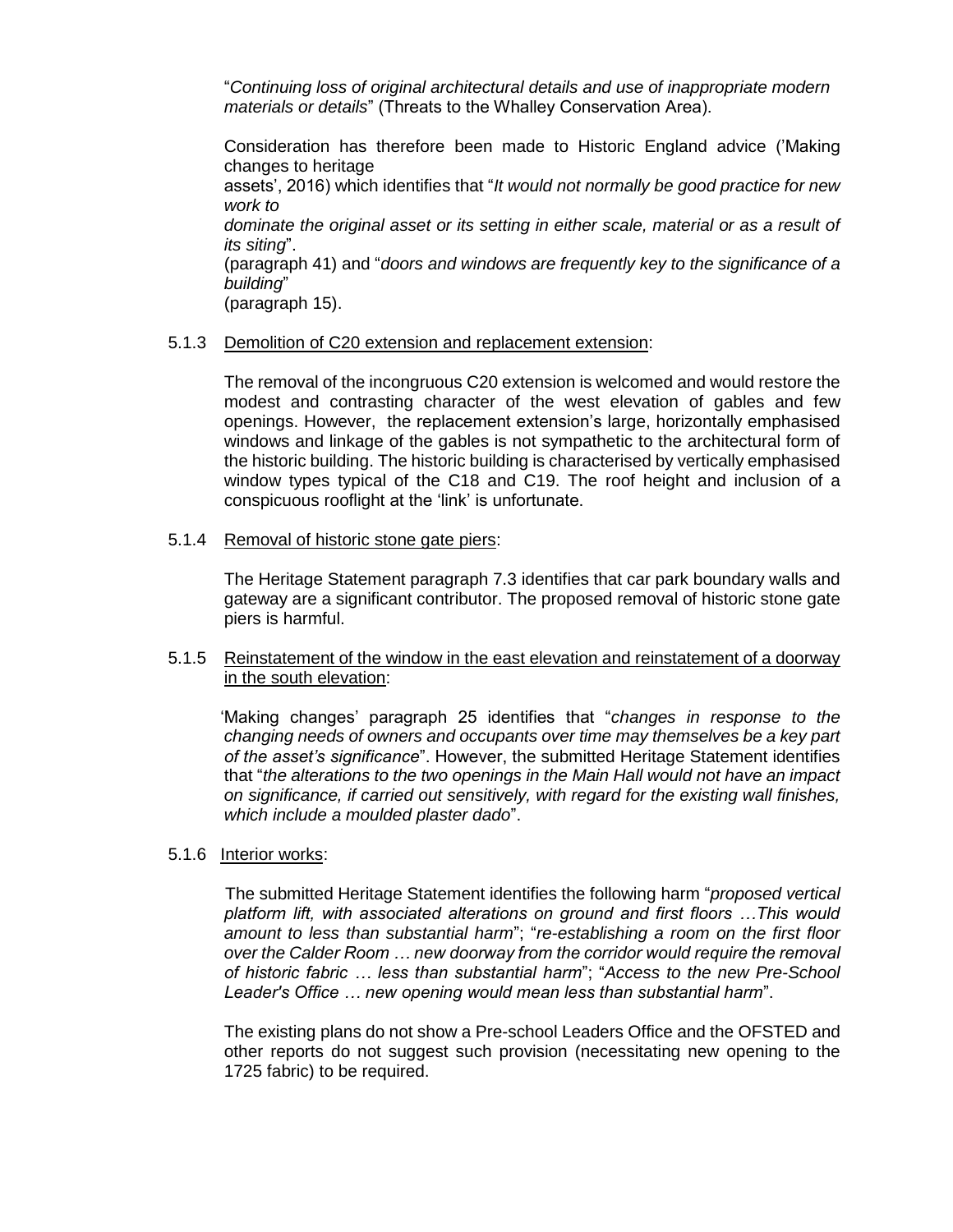"*Continuing loss of original architectural details and use of inappropriate modern materials or details*" (Threats to the Whalley Conservation Area).

Consideration has therefore been made to Historic England advice ('Making changes to heritage assets', 2016) which identifies that "*It would not normally be good practice for new work to dominate the original asset or its setting in either scale, material or as a result of its siting*". (paragraph 41) and "*doors and windows are frequently key to the significance of a building*" (paragraph 15).

5.1.3 Demolition of C20 extension and replacement extension:

The removal of the incongruous C20 extension is welcomed and would restore the modest and contrasting character of the west elevation of gables and few openings. However, the replacement extension's large, horizontally emphasised windows and linkage of the gables is not sympathetic to the architectural form of the historic building. The historic building is characterised by vertically emphasised window types typical of the C18 and C19. The roof height and inclusion of a conspicuous rooflight at the 'link' is unfortunate.

5.1.4 Removal of historic stone gate piers:

The Heritage Statement paragraph 7.3 identifies that car park boundary walls and gateway are a significant contributor. The proposed removal of historic stone gate piers is harmful.

5.1.5 Reinstatement of the window in the east elevation and reinstatement of a doorway in the south elevation:

'Making changes' paragraph 25 identifies that "*changes in response to the changing needs of owners and occupants over time may themselves be a key part of the asset's significance*". However, the submitted Heritage Statement identifies that "*the alterations to the two openings in the Main Hall would not have an impact on significance, if carried out sensitively, with regard for the existing wall finishes, which include a moulded plaster dado*".

5.1.6 Interior works:

The submitted Heritage Statement identifies the following harm "*proposed vertical platform lift, with associated alterations on ground and first floors …This would amount to less than substantial harm*"; "*re-establishing a room on the first floor over the Calder Room … new doorway from the corridor would require the removal of historic fabric … less than substantial harm*"; "*Access to the new Pre-School Leader's Office … new opening would mean less than substantial harm*".

The existing plans do not show a Pre-school Leaders Office and the OFSTED and other reports do not suggest such provision (necessitating new opening to the 1725 fabric) to be required.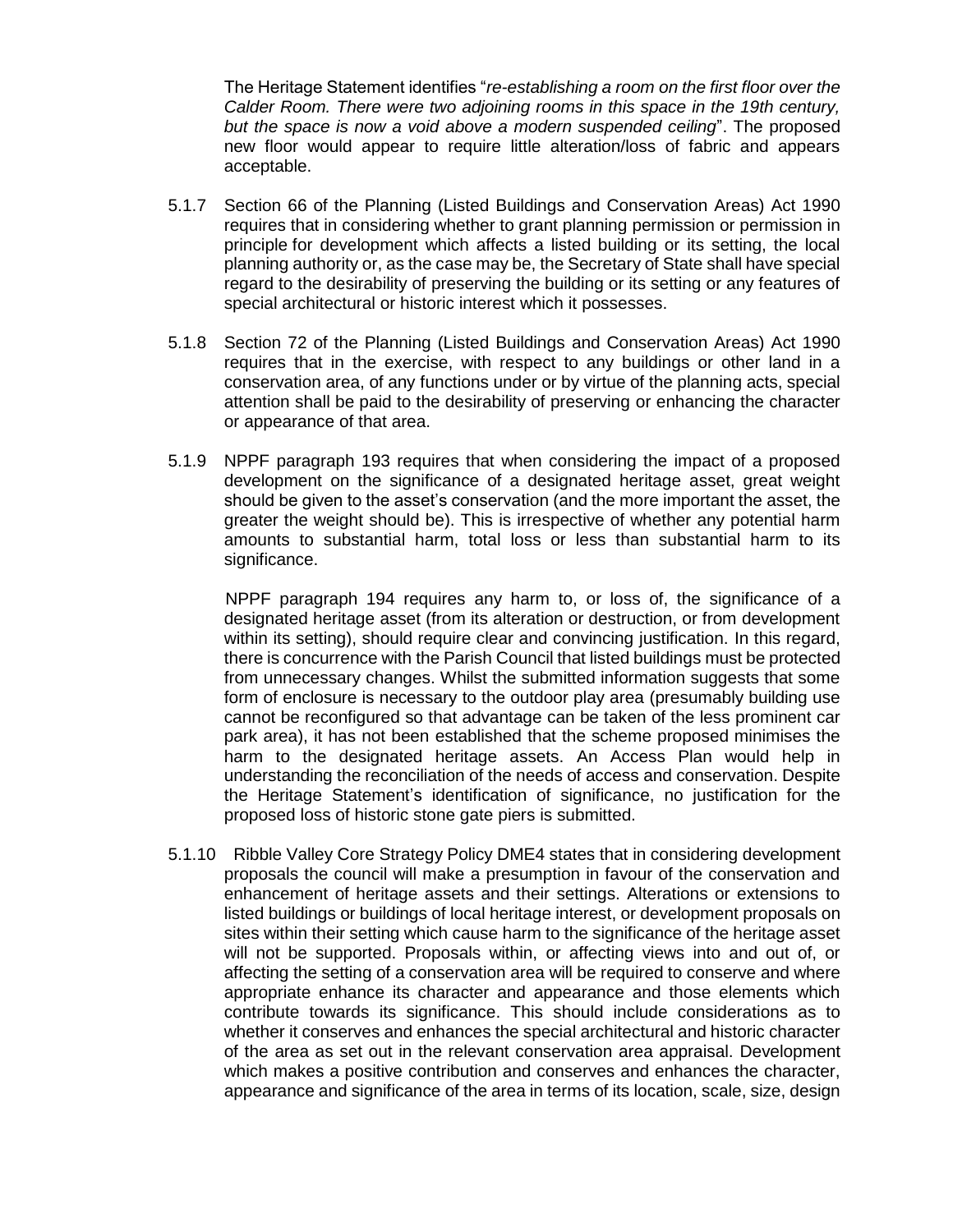The Heritage Statement identifies "*re-establishing a room on the first floor over the Calder Room. There were two adjoining rooms in this space in the 19th century, but the space is now a void above a modern suspended ceiling*". The proposed new floor would appear to require little alteration/loss of fabric and appears acceptable.

5.1.7 Section 66 of the Planning (Listed Buildings and Conservation Areas) Act 1990 requires that in considering whether to grant planning permission or permission in principle for development which affects a listed building or its setting, the local planning authority or, as the case may be, the Secretary of State shall have special regard to the desirability of preserving the building or its setting or any features of special architectural or historic interest which it possesses.

5.1.8 Section 72 of the Planning (Listed Buildings and Conservation Areas) Act 1990 requires that in the exercise, with respect to any buildings or other land in a conservation area, of any functions under or by virtue of the planning acts, special attention shall be paid to the desirability of preserving or enhancing the character or appearance of that area.

5.1.9 NPPF paragraph 193 requires that when considering the impact of a proposed development on the significance of a designated heritage asset, great weight should be given to the asset's conservation (and the more important the asset, the greater the weight should be). This is irrespective of whether any potential harm amounts to substantial harm, total loss or less than substantial harm to its significance.

NPPF paragraph 194 requires any harm to, or loss of, the significance of a designated heritage asset (from its alteration or destruction, or from development within its setting), should require clear and convincing justification. In this regard, there is concurrence with the Parish Council that listed buildings must be protected from unnecessary changes. Whilst the submitted information suggests that some form of enclosure is necessary to the outdoor play area (presumably building use cannot be reconfigured so that advantage can be taken of the less prominent car park area), it has not been established that the scheme proposed minimises the harm to the designated heritage assets. An Access Plan would help in understanding the reconciliation of the needs of access and conservation. Despite the Heritage Statement's identification of significance, no justification for the proposed loss of historic stone gate piers is submitted.

5.1.10 Ribble Valley Core Strategy Policy DME4 states that in considering development proposals the council will make a presumption in favour of the conservation and enhancement of heritage assets and their settings. Alterations or extensions to listed buildings or buildings of local heritage interest, or development proposals on sites within their setting which cause harm to the significance of the heritage asset will not be supported. Proposals within, or affecting views into and out of, or affecting the setting of a conservation area will be required to conserve and where appropriate enhance its character and appearance and those elements which contribute towards its significance. This should include considerations as to whether it conserves and enhances the special architectural and historic character of the area as set out in the relevant conservation area appraisal. Development which makes a positive contribution and conserves and enhances the character, appearance and significance of the area in terms of its location, scale, size, design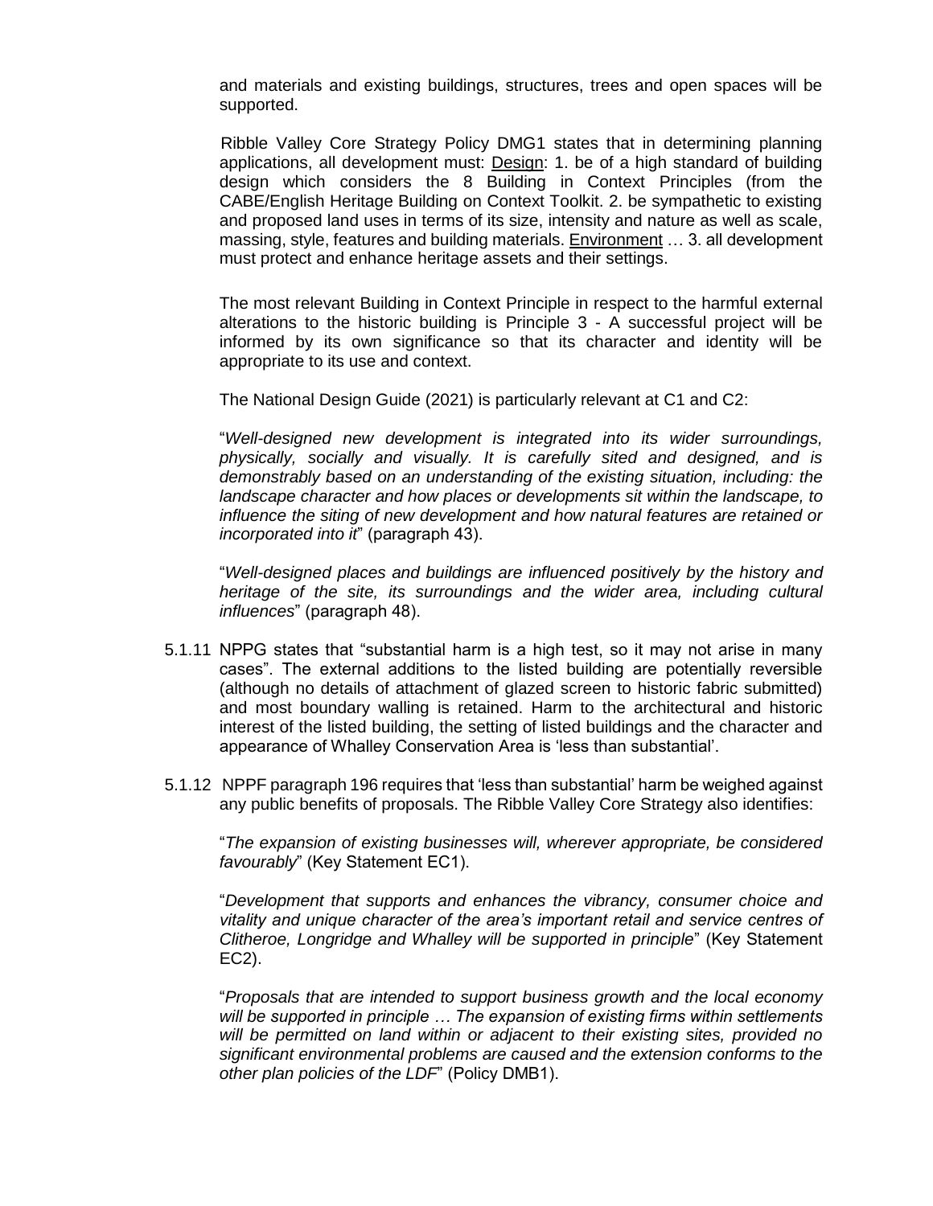and materials and existing buildings, structures, trees and open spaces will be supported.

Ribble Valley Core Strategy Policy DMG1 states that in determining planning applications, all development must: Design: 1. be of a high standard of building design which considers the 8 Building in Context Principles (from the CABE/English Heritage Building on Context Toolkit. 2. be sympathetic to existing and proposed land uses in terms of its size, intensity and nature as well as scale, massing, style, features and building materials. Environment … 3. all development must protect and enhance heritage assets and their settings.

The most relevant Building in Context Principle in respect to the harmful external alterations to the historic building is Principle 3 - A successful project will be informed by its own significance so that its character and identity will be appropriate to its use and context.

The National Design Guide (2021) is particularly relevant at C1 and C2:

"*Well-designed new development is integrated into its wider surroundings, physically, socially and visually. It is carefully sited and designed, and is demonstrably based on an understanding of the existing situation, including: the landscape character and how places or developments sit within the landscape, to influence the siting of new development and how natural features are retained or incorporated into it*" (paragraph 43).

"*Well-designed places and buildings are influenced positively by the history and heritage of the site, its surroundings and the wider area, including cultural influences*" (paragraph 48).

5.1.11 NPPG states that "substantial harm is a high test, so it may not arise in many cases". The external additions to the listed building are potentially reversible (although no details of attachment of glazed screen to historic fabric submitted) and most boundary walling is retained. Harm to the architectural and historic interest of the listed building, the setting of listed buildings and the character and appearance of Whalley Conservation Area is 'less than substantial'.

5.1.12 NPPF paragraph 196 requires that 'less than substantial' harm be weighed against any public benefits of proposals. The Ribble Valley Core Strategy also identifies:

"*The expansion of existing businesses will, wherever appropriate, be considered favourably*" (Key Statement EC1).

"*Development that supports and enhances the vibrancy, consumer choice and vitality and unique character of the area's important retail and service centres of Clitheroe, Longridge and Whalley will be supported in principle*" (Key Statement EC2).

"*Proposals that are intended to support business growth and the local economy will be supported in principle … The expansion of existing firms within settlements will be permitted on land within or adjacent to their existing sites, provided no significant environmental problems are caused and the extension conforms to the other plan policies of the LDF*" (Policy DMB1).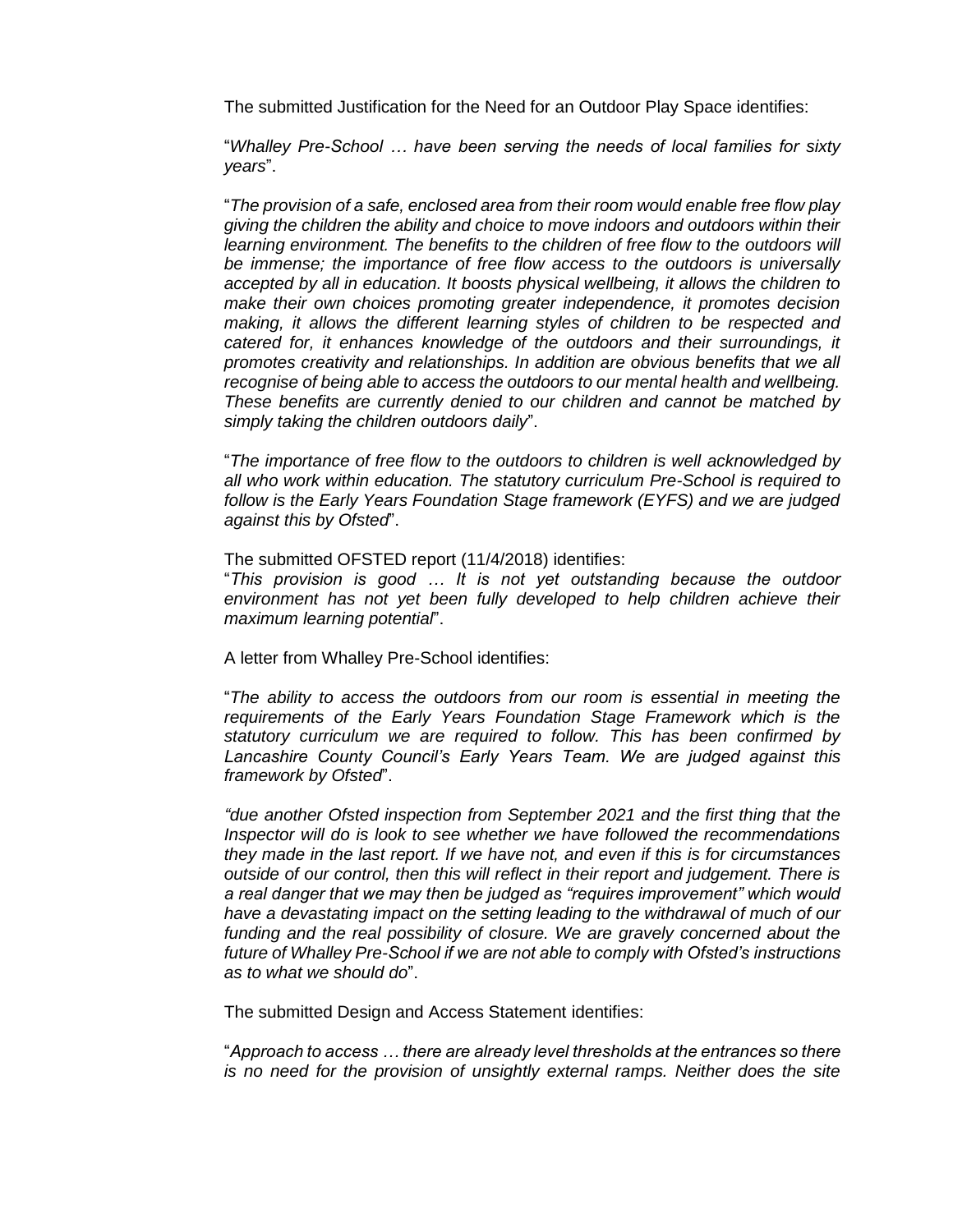The submitted Justification for the Need for an Outdoor Play Space identifies:

"*Whalley Pre-School … have been serving the needs of local families for sixty years*".

"*The provision of a safe, enclosed area from their room would enable free flow play giving the children the ability and choice to move indoors and outdoors within their learning environment. The benefits to the children of free flow to the outdoors will be immense; the importance of free flow access to the outdoors is universally accepted by all in education. It boosts physical wellbeing, it allows the children to make their own choices promoting greater independence, it promotes decision making, it allows the different learning styles of children to be respected and catered for, it enhances knowledge of the outdoors and their surroundings, it promotes creativity and relationships. In addition are obvious benefits that we all recognise of being able to access the outdoors to our mental health and wellbeing. These benefits are currently denied to our children and cannot be matched by simply taking the children outdoors daily*".

"*The importance of free flow to the outdoors to children is well acknowledged by all who work within education. The statutory curriculum Pre-School is required to follow is the Early Years Foundation Stage framework (EYFS) and we are judged against this by Ofsted*".

The submitted OFSTED report (11/4/2018) identifies:
"*This provision is good … It is not yet outstanding because the outdoor environment has not yet been fully developed to help children achieve their maximum learning potential*".

A letter from Whalley Pre-School identifies:

"*The ability to access the outdoors from our room is essential in meeting the requirements of the Early Years Foundation Stage Framework which is the statutory curriculum we are required to follow. This has been confirmed by Lancashire County Council's Early Years Team. We are judged against this framework by Ofsted*".

*"due another Ofsted inspection from September 2021 and the first thing that the Inspector will do is look to see whether we have followed the recommendations they made in the last report. If we have not, and even if this is for circumstances outside of our control, then this will reflect in their report and judgement. There is a real danger that we may then be judged as "requires improvement" which would have a devastating impact on the setting leading to the withdrawal of much of our funding and the real possibility of closure. We are gravely concerned about the future of Whalley Pre-School if we are not able to comply with Ofsted's instructions as to what we should do*".

The submitted Design and Access Statement identifies:

"*Approach to access … there are already level thresholds at the entrances so there is no need for the provision of unsightly external ramps. Neither does the site*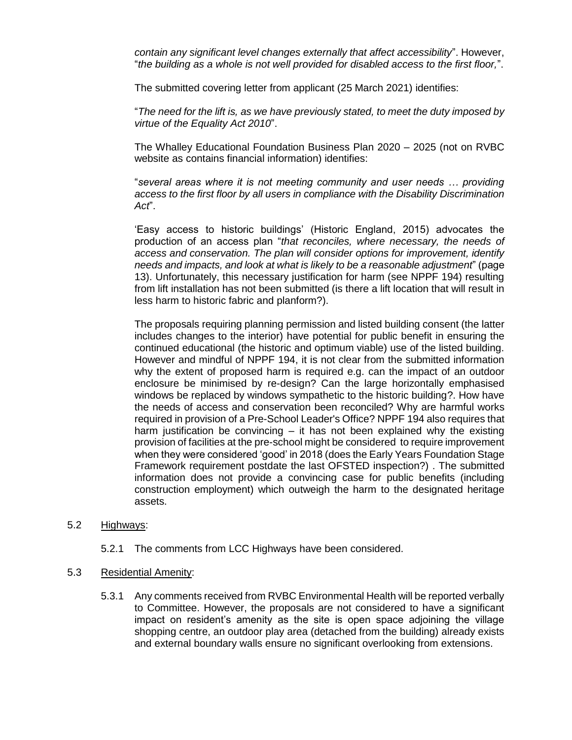*contain any significant level changes externally that affect accessibility*". However, "*the building as a whole is not well provided for disabled access to the first floor,*".

The submitted covering letter from applicant (25 March 2021) identifies:

"*The need for the lift is, as we have previously stated, to meet the duty imposed by virtue of the Equality Act 2010*".

The Whalley Educational Foundation Business Plan 2020 – 2025 (not on RVBC website as contains financial information) identifies:

"*several areas where it is not meeting community and user needs … providing access to the first floor by all users in compliance with the Disability Discrimination Act*".

'Easy access to historic buildings' (Historic England, 2015) advocates the production of an access plan "*that reconciles, where necessary, the needs of access and conservation. The plan will consider options for improvement, identify needs and impacts, and look at what is likely to be a reasonable adjustment*" (page 13). Unfortunately, this necessary justification for harm (see NPPF 194) resulting from lift installation has not been submitted (is there a lift location that will result in less harm to historic fabric and planform?).

The proposals requiring planning permission and listed building consent (the latter includes changes to the interior) have potential for public benefit in ensuring the continued educational (the historic and optimum viable) use of the listed building. However and mindful of NPPF 194, it is not clear from the submitted information why the extent of proposed harm is required e.g. can the impact of an outdoor enclosure be minimised by re-design? Can the large horizontally emphasised windows be replaced by windows sympathetic to the historic building?. How have the needs of access and conservation been reconciled? Why are harmful works required in provision of a Pre-School Leader's Office? NPPF 194 also requires that harm justification be convincing – it has not been explained why the existing provision of facilities at the pre-school might be considered to require improvement when they were considered 'good' in 2018 (does the Early Years Foundation Stage Framework requirement postdate the last OFSTED inspection?) . The submitted information does not provide a convincing case for public benefits (including construction employment) which outweigh the harm to the designated heritage assets.

5.2 Highways:

5.2.1 The comments from LCC Highways have been considered.

5.3 Residential Amenity:

5.3.1 Any comments received from RVBC Environmental Health will be reported verbally to Committee. However, the proposals are not considered to have a significant impact on resident's amenity as the site is open space adjoining the village shopping centre, an outdoor play area (detached from the building) already exists and external boundary walls ensure no significant overlooking from extensions.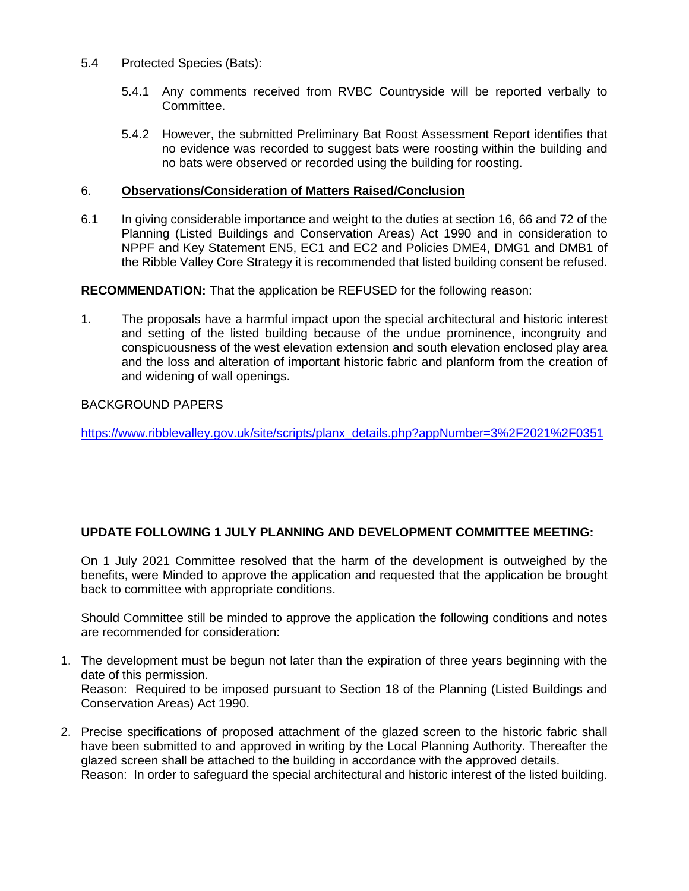5.4 Protected Species (Bats):

5.4.1 Any comments received from RVBC Countryside will be reported verbally to Committee.

5.4.2 However, the submitted Preliminary Bat Roost Assessment Report identifies that no evidence was recorded to suggest bats were roosting within the building and no bats were observed or recorded using the building for roosting.

## 6. Observations/Consideration of Matters Raised/Conclusion

6.1 In giving considerable importance and weight to the duties at section 16, 66 and 72 of the Planning (Listed Buildings and Conservation Areas) Act 1990 and in consideration to NPPF and Key Statement EN5, EC1 and EC2 and Policies DME4, DMG1 and DMB1 of the Ribble Valley Core Strategy it is recommended that listed building consent be refused.

**RECOMMENDATION:** That the application be REFUSED for the following reason:

1. The proposals have a harmful impact upon the special architectural and historic interest and setting of the listed building because of the undue prominence, incongruity and conspicuousness of the west elevation extension and south elevation enclosed play area and the loss and alteration of important historic fabric and planform from the creation of and widening of wall openings.

BACKGROUND PAPERS

https://www.ribblevalley.gov.uk/site/scripts/planx_details.php?appNumber=3%2F2021%2F0351

**UPDATE FOLLOWING 1 JULY PLANNING AND DEVELOPMENT COMMITTEE MEETING:**

On 1 July 2021 Committee resolved that the harm of the development is outweighed by the benefits, were Minded to approve the application and requested that the application be brought back to committee with appropriate conditions.

Should Committee still be minded to approve the application the following conditions and notes are recommended for consideration:

1. The development must be begun not later than the expiration of three years beginning with the date of this permission.
   Reason: Required to be imposed pursuant to Section 18 of the Planning (Listed Buildings and Conservation Areas) Act 1990.

2. Precise specifications of proposed attachment of the glazed screen to the historic fabric shall have been submitted to and approved in writing by the Local Planning Authority. Thereafter the glazed screen shall be attached to the building in accordance with the approved details.
   Reason: In order to safeguard the special architectural and historic interest of the listed building.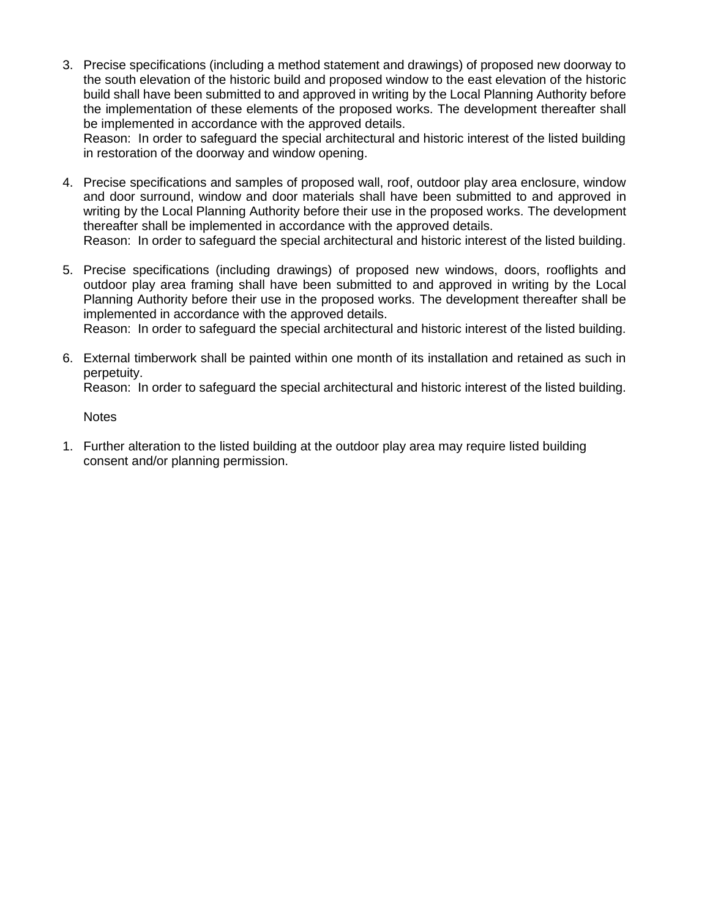3. Precise specifications (including a method statement and drawings) of proposed new doorway to the south elevation of the historic build and proposed window to the east elevation of the historic build shall have been submitted to and approved in writing by the Local Planning Authority before the implementation of these elements of the proposed works. The development thereafter shall be implemented in accordance with the approved details.
   Reason: In order to safeguard the special architectural and historic interest of the listed building in restoration of the doorway and window opening.

4. Precise specifications and samples of proposed wall, roof, outdoor play area enclosure, window and door surround, window and door materials shall have been submitted to and approved in writing by the Local Planning Authority before their use in the proposed works. The development thereafter shall be implemented in accordance with the approved details.
   Reason: In order to safeguard the special architectural and historic interest of the listed building.

5. Precise specifications (including drawings) of proposed new windows, doors, rooflights and outdoor play area framing shall have been submitted to and approved in writing by the Local Planning Authority before their use in the proposed works. The development thereafter shall be implemented in accordance with the approved details.
   Reason: In order to safeguard the special architectural and historic interest of the listed building.

6. External timberwork shall be painted within one month of its installation and retained as such in perpetuity.
   Reason: In order to safeguard the special architectural and historic interest of the listed building.

Notes

1. Further alteration to the listed building at the outdoor play area may require listed building consent and/or planning permission.